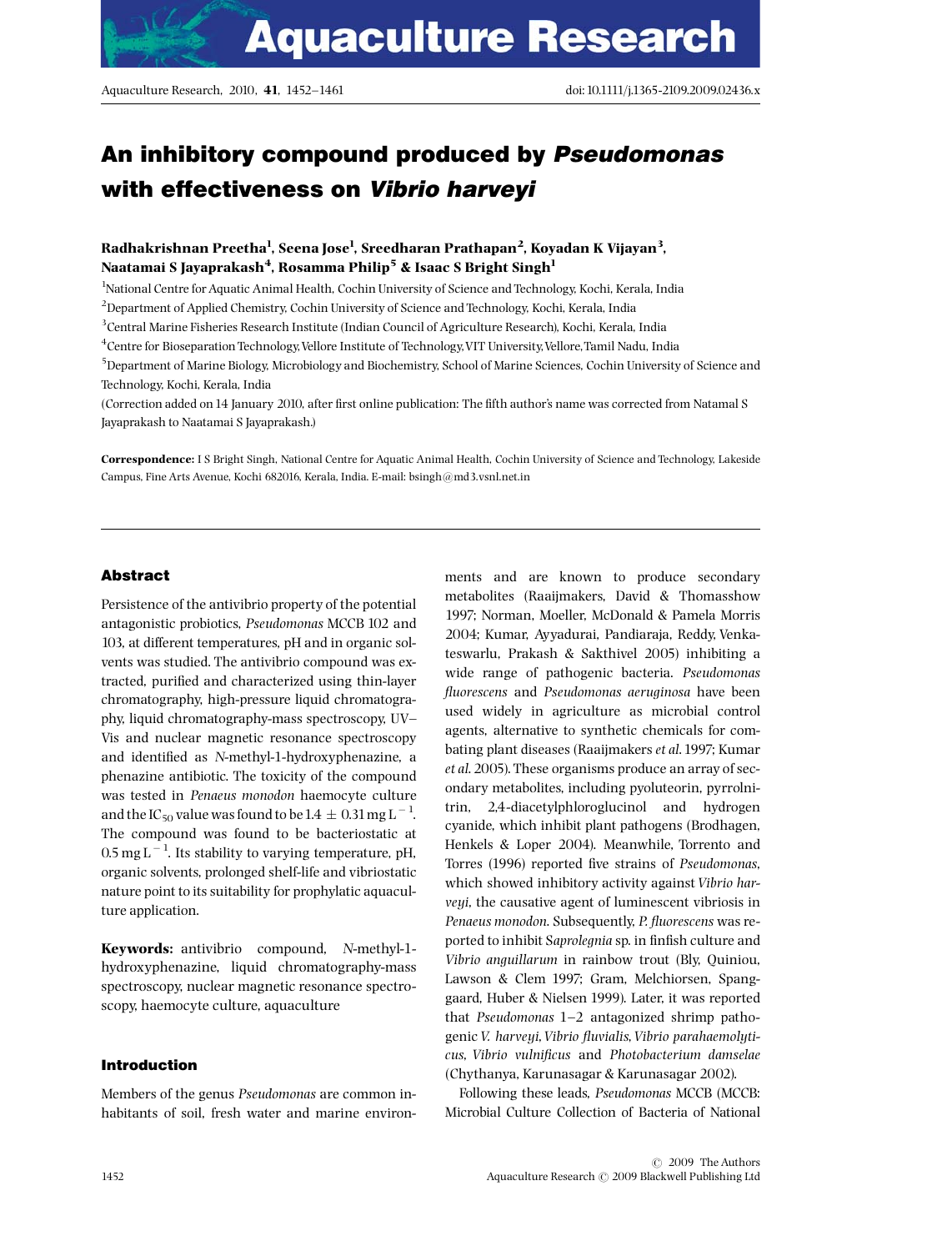# An inhibitory compound produced by *Pseudomonas* with effectiveness on *Vibrio harveyi*

**Radhakrishnan Preetha[1], Seena Jose[1], Sreedharan Prathapan[2], Koyadan K Vijayan[3], Naatamai S Jayaprakash[4], Rosamma Philip[5] & Isaac S Bright Singh[1]**

[1]National Centre for Aquatic Animal Health, Cochin University of Science and Technology, Kochi, Kerala, India

[2]Department of Applied Chemistry, Cochin University of Science and Technology, Kochi, Kerala, India

[3]Central Marine Fisheries Research Institute (Indian Council of Agriculture Research), Kochi, Kerala, India

[4]Centre for Bioseparation Technology, Vellore Institute of Technology, VIT University, Vellore, Tamil Nadu, India

[5]Department of Marine Biology, Microbiology and Biochemistry, School of Marine Sciences, Cochin University of Science and Technology, Kochi, Kerala, India

(Correction added on 14 January 2010, after first online publication: The fifth author's name was corrected from Natamal S Jayaprakash to Naatamai S Jayaprakash.)

**Correspondence:** I S Bright Singh, National Centre for Aquatic Animal Health, Cochin University of Science and Technology, Lakeside Campus, Fine Arts Avenue, Kochi 682016, Kerala, India. E-mail: bsingh@md3.vsnl.net.in

## Abstract

Persistence of the antivibrio property of the potential antagonistic probiotics, *Pseudomonas* MCCB 102 and 103, at different temperatures, pH and in organic solvents was studied. The antivibrio compound was extracted, purified and characterized using thin-layer chromatography, high-pressure liquid chromatography, liquid chromatography-mass spectroscopy, UV–Vis and nuclear magnetic resonance spectroscopy and identified as *N*-methyl-1-hydroxyphenazine, a phenazine antibiotic. The toxicity of the compound was tested in *Penaeus monodon* haemocyte culture and the $IC_{50}$ value was found to be $1.4 \pm 0.31\ mg\ L^{-1}$. The compound was found to be bacteriostatic at $0.5\ mg\ L^{-1}$. Its stability to varying temperature, pH, organic solvents, prolonged shelf-life and vibriostatic nature point to its suitability for prophylatic aquaculture application.

**Keywords:** antivibrio compound, *N*-methyl-1-hydroxyphenazine, liquid chromatography-mass spectroscopy, nuclear magnetic resonance spectroscopy, haemocyte culture, aquaculture

## Introduction

Members of the genus *Pseudomonas* are common inhabitants of soil, fresh water and marine environments and are known to produce secondary metabolites (Raaijmakers, David & Thomasshow 1997; Norman, Moeller, McDonald & Pamela Morris 2004; Kumar, Ayyadurai, Pandiaraja, Reddy, Venkateswarlu, Prakash & Sakthivel 2005) inhibiting a wide range of pathogenic bacteria. *Pseudomonas fluorescens* and *Pseudomonas aeruginosa* have been used widely in agriculture as microbial control agents, alternative to synthetic chemicals for combating plant diseases (Raaijmakers *et al.* 1997; Kumar *et al.* 2005). These organisms produce an array of secondary metabolites, including pyoluteorin, pyrrolnitrin, 2,4-diacetylphloroglucinol and hydrogen cyanide, which inhibit plant pathogens (Brodhagen, Henkels & Loper 2004). Meanwhile, Torrento and Torres (1996) reported five strains of *Pseudomonas*, which showed inhibitory activity against *Vibrio harveyi*, the causative agent of luminescent vibriosis in *Penaeus monodon*. Subsequently, *P. fluorescens* was reported to inhibit *Saprolegnia* sp. in finfish culture and *Vibrio anguillarum* in rainbow trout (Bly, Quiniou, Lawson & Clem 1997; Gram, Melchiorsen, Spanggaard, Huber & Nielsen 1999). Later, it was reported that *Pseudomonas* 1–2 antagonized shrimp pathogenic *V. harveyi*, *Vibrio fluvialis*, *Vibrio parahaemolyticus*, *Vibrio vulnificus* and *Photobacterium damselae* (Chythanya, Karunasagar & Karunasagar 2002).

Following these leads, *Pseudomonas* MCCB (MCCB: Microbial Culture Collection of Bacteria of National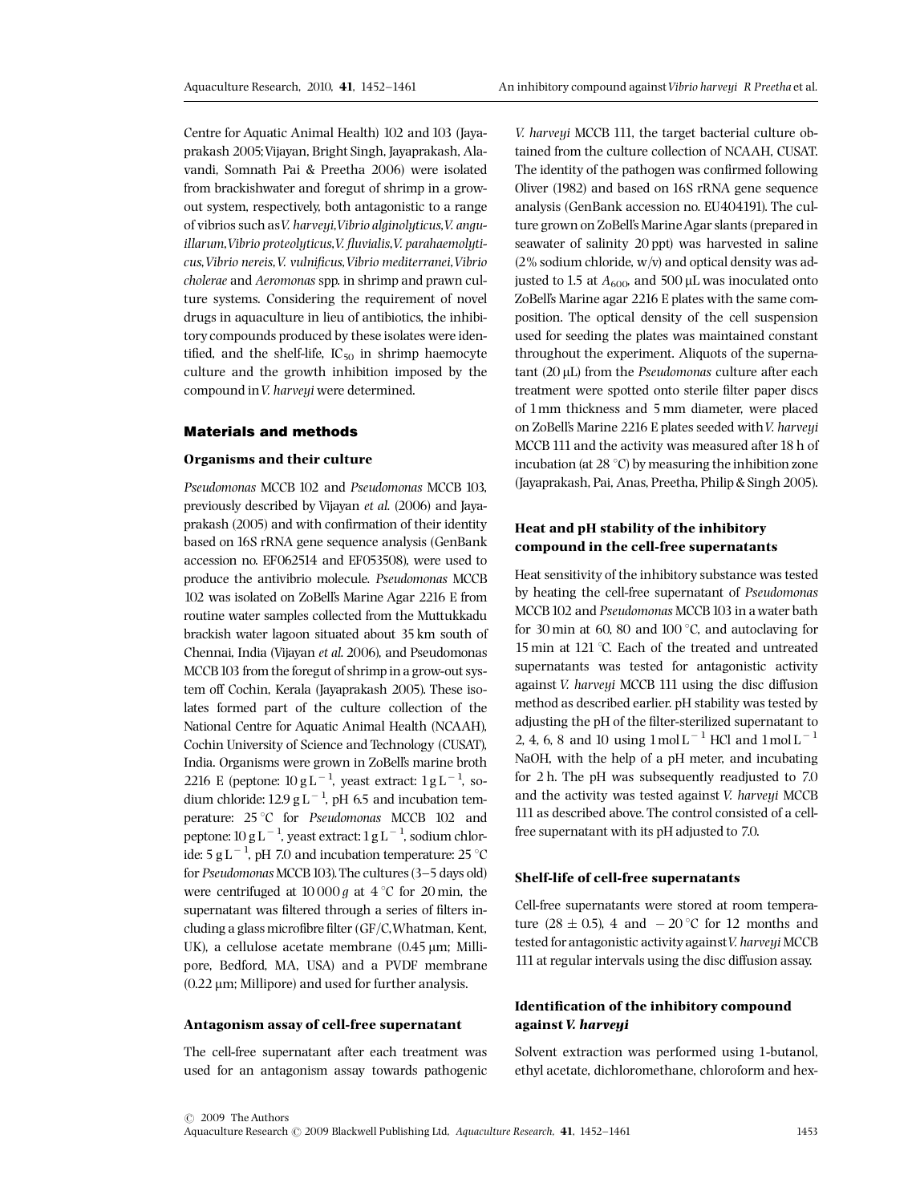Centre for Aquatic Animal Health) 102 and 103 (Jayaprakash 2005; Vijayan, Bright Singh, Jayaprakash, Alavandi, Somnath Pai & Preetha 2006) were isolated from brackishwater and foregut of shrimp in a grow-out system, respectively, both antagonistic to a range of vibrios such as *V. harveyi*, *Vibrio alginolyticus*, *V. anguillarum*, *Vibrio proteolyticus*, *V. fluvialis*, *V. parahaemolyticus*, *Vibrio nereis*, *V. vulnificus*, *Vibrio mediterranei*, *Vibrio cholerae* and *Aeromonas* spp. in shrimp and prawn culture systems. Considering the requirement of novel drugs in aquaculture in lieu of antibiotics, the inhibitory compounds produced by these isolates were identified, and the shelf-life, $IC_{50}$ in shrimp haemocyte culture and the growth inhibition imposed by the compound in *V. harveyi* were determined.

## Materials and methods

### Organisms and their culture

*Pseudomonas* MCCB 102 and *Pseudomonas* MCCB 103, previously described by Vijayan *et al*. (2006) and Jayaprakash (2005) and with confirmation of their identity based on 16S rRNA gene sequence analysis (GenBank accession no. EF062514 and EF053508), were used to produce the antivibrio molecule. *Pseudomonas* MCCB 102 was isolated on ZoBell's Marine Agar 2216 E from routine water samples collected from the Muttukkadu brackish water lagoon situated about 35 km south of Chennai, India (Vijayan *et al*. 2006), and Pseudomonas MCCB 103 from the foregut of shrimp in a grow-out system off Cochin, Kerala (Jayaprakash 2005). These isolates formed part of the culture collection of the National Centre for Aquatic Animal Health (NCAAH), Cochin University of Science and Technology (CUSAT), India. Organisms were grown in ZoBell's marine broth 2216 E (peptone: $10\ g\ L^{-1}$, yeast extract: $1\ g\ L^{-1}$, sodium chloride: $12.9\ g\ L^{-1}$, pH 6.5 and incubation temperature: 25 °C for *Pseudomonas* MCCB 102 and peptone: $10\ g\ L^{-1}$, yeast extract: $1\ g\ L^{-1}$, sodium chloride: $5\ g\ L^{-1}$, pH 7.0 and incubation temperature: 25 °C for *Pseudomonas* MCCB 103). The cultures (3–5 days old) were centrifuged at 10 000 *g* at 4 °C for 20 min, the supernatant was filtered through a series of filters including a glass microfibre filter (GF/C, Whatman, Kent, UK), a cellulose acetate membrane (0.45 μm; Millipore, Bedford, MA, USA) and a PVDF membrane (0.22 μm; Millipore) and used for further analysis.

### Antagonism assay of cell-free supernatant

The cell-free supernatant after each treatment was used for an antagonism assay towards pathogenic *V. harveyi* MCCB 111, the target bacterial culture obtained from the culture collection of NCAAH, CUSAT. The identity of the pathogen was confirmed following Oliver (1982) and based on 16S rRNA gene sequence analysis (GenBank accession no. EU404191). The culture grown on ZoBell's Marine Agar slants (prepared in seawater of salinity 20 ppt) was harvested in saline (2% sodium chloride, w/v) and optical density was adjusted to 1.5 at $A_{600}$, and 500 μL was inoculated onto ZoBell's Marine agar 2216 E plates with the same composition. The optical density of the cell suspension used for seeding the plates was maintained constant throughout the experiment. Aliquots of the supernatant (20 μL) from the *Pseudomonas* culture after each treatment were spotted onto sterile filter paper discs of 1 mm thickness and 5 mm diameter, were placed on ZoBell's Marine 2216 E plates seeded with *V. harveyi* MCCB 111 and the activity was measured after 18 h of incubation (at 28 °C) by measuring the inhibition zone (Jayaprakash, Pai, Anas, Preetha, Philip & Singh 2005).

### Heat and pH stability of the inhibitory compound in the cell-free supernatants

Heat sensitivity of the inhibitory substance was tested by heating the cell-free supernatant of *Pseudomonas* MCCB 102 and *Pseudomonas* MCCB 103 in a water bath for 30 min at 60, 80 and 100 °C, and autoclaving for 15 min at 121 °C. Each of the treated and untreated supernatants was tested for antagonistic activity against *V. harveyi* MCCB 111 using the disc diffusion method as described earlier. pH stability was tested by adjusting the pH of the filter-sterilized supernatant to 2, 4, 6, 8 and 10 using $1\ mol\ L^{-1}$ HCl and $1\ mol\ L^{-1}$ NaOH, with the help of a pH meter, and incubating for 2 h. The pH was subsequently readjusted to 7.0 and the activity was tested against *V. harveyi* MCCB 111 as described above. The control consisted of a cell-free supernatant with its pH adjusted to 7.0.

### Shelf-life of cell-free supernatants

Cell-free supernatants were stored at room temperature (28 ± 0.5), 4 and −20 °C for 12 months and tested for antagonistic activity against *V. harveyi* MCCB 111 at regular intervals using the disc diffusion assay.

### Identification of the inhibitory compound against *V. harveyi*

Solvent extraction was performed using 1-butanol, ethyl acetate, dichloromethane, chloroform and hex-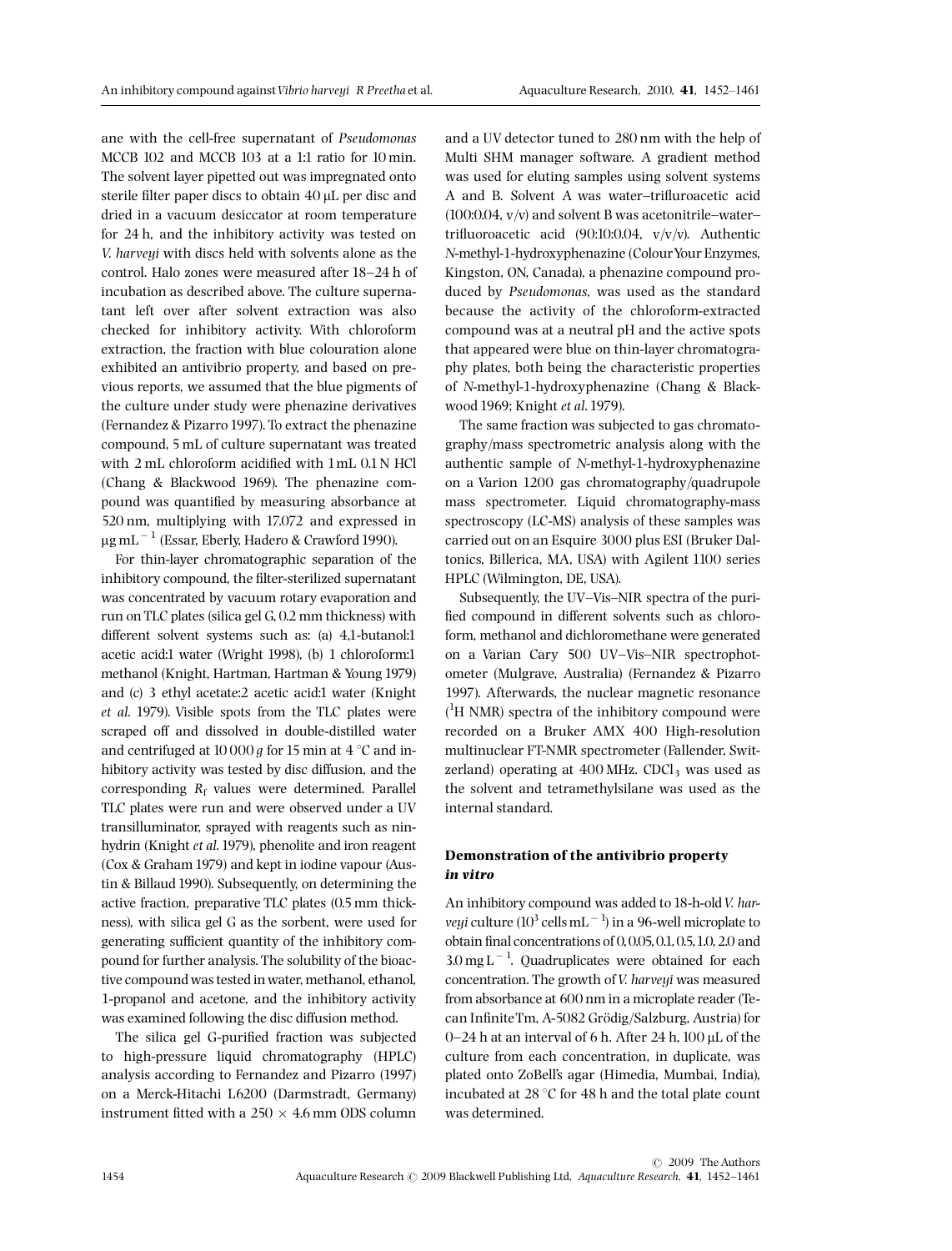ane with the cell-free supernatant of *Pseudomonas* MCCB 102 and MCCB 103 at a 1:1 ratio for 10 min. The solvent layer pipetted out was impregnated onto sterile filter paper discs to obtain 40 μL per disc and dried in a vacuum desiccator at room temperature for 24 h, and the inhibitory activity was tested on *V. harveyi* with discs held with solvents alone as the control. Halo zones were measured after 18–24 h of incubation as described above. The culture supernatant left over after solvent extraction was also checked for inhibitory activity. With chloroform extraction, the fraction with blue colouration alone exhibited an antivibrio property, and based on previous reports, we assumed that the blue pigments of the culture under study were phenazine derivatives (Fernandez & Pizarro 1997). To extract the phenazine compound, 5 mL of culture supernatant was treated with 2 mL chloroform acidified with 1 mL 0.1 N HCl (Chang & Blackwood 1969). The phenazine compound was quantified by measuring absorbance at 520 nm, multiplying with 17.072 and expressed in μg $mL^{-1}$ (Essar, Eberly, Hadero & Crawford 1990).

For thin-layer chromatographic separation of the inhibitory compound, the filter-sterilized supernatant was concentrated by vacuum rotary evaporation and run on TLC plates (silica gel G, 0.2 mm thickness) with different solvent systems such as: (a) 4,1-butanol:1 acetic acid:1 water (Wright 1998), (b) 1 chloroform:1 methanol (Knight, Hartman, Hartman & Young 1979) and (c) 3 ethyl acetate:2 acetic acid:1 water (Knight *et al.* 1979). Visible spots from the TLC plates were scraped off and dissolved in double-distilled water and centrifuged at 10 000 *g* for 15 min at 4 °C and inhibitory activity was tested by disc diffusion, and the corresponding $R_f$ values were determined. Parallel TLC plates were run and were observed under a UV transilluminator, sprayed with reagents such as ninhydrin (Knight *et al.* 1979), phenolite and iron reagent (Cox & Graham 1979) and kept in iodine vapour (Austin & Billaud 1990). Subsequently, on determining the active fraction, preparative TLC plates (0.5 mm thickness), with silica gel G as the sorbent, were used for generating sufficient quantity of the inhibitory compound for further analysis. The solubility of the bioactive compound was tested in water, methanol, ethanol, 1-propanol and acetone, and the inhibitory activity was examined following the disc diffusion method.

The silica gel G-purified fraction was subjected to high-pressure liquid chromatography (HPLC) analysis according to Fernandez and Pizarro (1997) on a Merck-Hitachi L6200 (Darmstradt, Germany) instrument fitted with a 250 × 4.6 mm ODS column and a UV detector tuned to 280 nm with the help of Multi SHM manager software. A gradient method was used for eluting samples using solvent systems A and B. Solvent A was water–trifluroacetic acid (100:0.04, v/v) and solvent B was acetonitrile–water–trifluoroacetic acid (90:10:0.04, v/v/v). Authentic *N*-methyl-1-hydroxyphenazine (Colour Your Enzymes, Kingston, ON, Canada), a phenazine compound produced by *Pseudomonas*, was used as the standard because the activity of the chloroform-extracted compound was at a neutral pH and the active spots that appeared were blue on thin-layer chromatography plates, both being the characteristic properties of *N*-methyl-1-hydroxyphenazine (Chang & Blackwood 1969; Knight *et al.* 1979).

The same fraction was subjected to gas chromatography/mass spectrometric analysis along with the authentic sample of *N*-methyl-1-hydroxyphenazine on a Varion 1200 gas chromatography/quadrupole mass spectrometer. Liquid chromatography-mass spectroscopy (LC-MS) analysis of these samples was carried out on an Esquire 3000 plus ESI (Bruker Daltonics, Billerica, MA, USA) with Agilent 1100 series HPLC (Wilmington, DE, USA).

Subsequently, the UV–Vis–NIR spectra of the purified compound in different solvents such as chloroform, methanol and dichloromethane were generated on a Varian Cary 500 UV–Vis–NIR spectrophotometer (Mulgrave, Australia) (Fernandez & Pizarro 1997). Afterwards, the nuclear magnetic resonance ($^1H$ NMR) spectra of the inhibitory compound were recorded on a Bruker AMX 400 High-resolution multinuclear FT-NMR spectrometer (Fallender, Switzerland) operating at 400 MHz. $CDCl_3$ was used as the solvent and tetramethylsilane was used as the internal standard.

### Demonstration of the antivibrio property *in vitro*

An inhibitory compound was added to 18-h-old *V. harveyi* culture ($10^3$ cells $mL^{-1}$) in a 96-well microplate to obtain final concentrations of 0, 0.05, 0.1, 0.5, 1.0, 2.0 and 3.0 mg $L^{-1}$. Quadruplicates were obtained for each concentration. The growth of *V. harveyi* was measured from absorbance at 600 nm in a microplate reader (Tecan InfiniteTm, A-5082 Grödig/Salzburg, Austria) for 0–24 h at an interval of 6 h. After 24 h, 100 μL of the culture from each concentration, in duplicate, was plated onto ZoBell's agar (Himedia, Mumbai, India), incubated at 28 °C for 48 h and the total plate count was determined.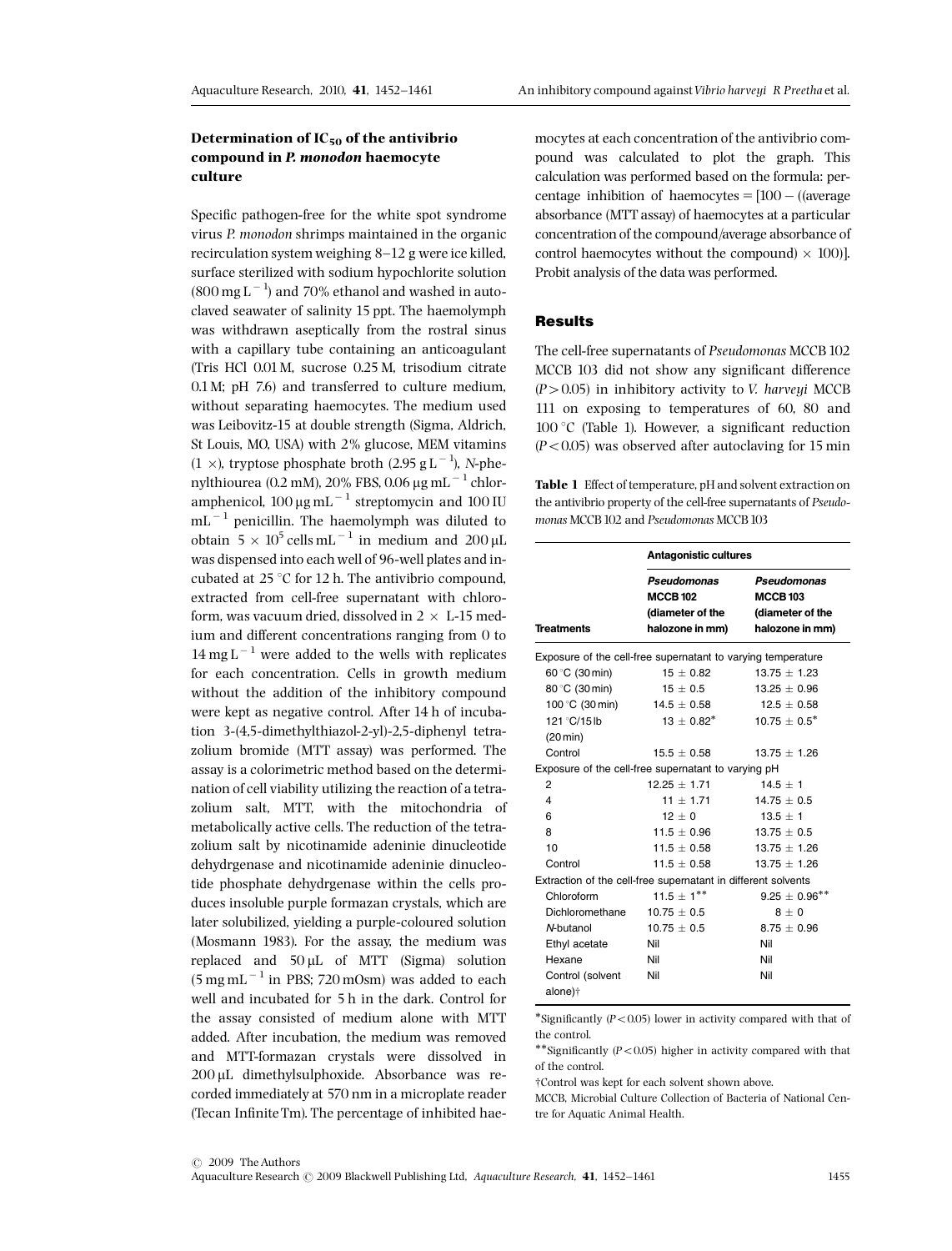### Determination of $IC_{50}$ of the antivibrio compound in *P. monodon* haemocyte culture

Specific pathogen-free for the white spot syndrome virus *P. monodon* shrimps maintained in the organic recirculation system weighing 8–12 g were ice killed, surface sterilized with sodium hypochlorite solution ($800\,mg\,L^{-1}$) and 70% ethanol and washed in autoclaved seawater of salinity 15 ppt. The haemolymph was withdrawn aseptically from the rostral sinus with a capillary tube containing an anticoagulant (Tris HCl 0.01 M, sucrose 0.25 M, trisodium citrate 0.1 M; pH 7.6) and transferred to culture medium, without separating haemocytes. The medium used was Leibovitz-15 at double strength (Sigma, Aldrich, St Louis, MO, USA) with 2% glucose, MEM vitamins (1 ×), tryptose phosphate broth ($2.95\,g\,L^{-1}$), *N*-phenylthiourea (0.2 mM), 20% FBS, $0.06\,\mu g\,mL^{-1}$ chloramphenicol, $100\,\mu g\,mL^{-1}$ streptomycin and $100\,IU\,mL^{-1}$ penicillin. The haemolymph was diluted to obtain $5 \times 10^5$ cells $mL^{-1}$ in medium and 200 μL was dispensed into each well of 96-well plates and incubated at 25 °C for 12 h. The antivibrio compound, extracted from cell-free supernatant with chloroform, was vacuum dried, dissolved in 2 × L-15 medium and different concentrations ranging from 0 to $14\,mg\,L^{-1}$ were added to the wells with replicates for each concentration. Cells in growth medium without the addition of the inhibitory compound were kept as negative control. After 14 h of incubation 3-(4,5-dimethylthiazol-2-yl)-2,5-diphenyl tetrazolium bromide (MTT assay) was performed. The assay is a colorimetric method based on the determination of cell viability utilizing the reaction of a tetrazolium salt, MTT, with the mitochondria of metabolically active cells. The reduction of the tetrazolium salt by nicotinamide adeninie dinucleotide dehydrgenase and nicotinamide adeninie dinucleotide phosphate dehydrgenase within the cells produces insoluble purple formazan crystals, which are later solubilized, yielding a purple-coloured solution (Mosmann 1983). For the assay, the medium was replaced and 50 μL of MTT (Sigma) solution ($5\,mg\,mL^{-1}$ in PBS; 720 mOsm) was added to each well and incubated for 5 h in the dark. Control for the assay consisted of medium alone with MTT added. After incubation, the medium was removed and MTT-formazan crystals were dissolved in 200 μL dimethylsulphoxide. Absorbance was recorded immediately at 570 nm in a microplate reader (Tecan Infinite Tm). The percentage of inhibited haemocytes at each concentration of the antivibrio compound was calculated to plot the graph. This calculation was performed based on the formula: percentage inhibition of haemocytes = [100 − ((average absorbance (MTT assay) of haemocytes at a particular concentration of the compound/average absorbance of control haemocytes without the compound) × 100)]. Probit analysis of the data was performed.

## Results

The cell-free supernatants of *Pseudomonas* MCCB 102 MCCB 103 did not show any significant difference ($P > 0.05$) in inhibitory activity to *V. harveyi* MCCB 111 on exposing to temperatures of 60, 80 and 100 °C (Table 1). However, a significant reduction ($P < 0.05$) was observed after autoclaving for 15 min

**Table 1** Effect of temperature, pH and solvent extraction on the antivibrio property of the cell-free supernatants of *Pseudomonas* MCCB 102 and *Pseudomonas* MCCB 103

| | Antagonistic cultures | |
|---|---|---|
| Treatments | *Pseudomonas* MCCB 102 (diameter of the halozone in mm) | *Pseudomonas* MCCB 103 (diameter of the halozone in mm) |
| Exposure of the cell-free supernatant to varying temperature | | |
| 60 °C (30 min) | 15 ± 0.82 | 13.75 ± 1.23 |
| 80 °C (30 min) | 15 ± 0.5 | 13.25 ± 0.96 |
| 100 °C (30 min) | 14.5 ± 0.58 | 12.5 ± 0.58 |
| 121 °C/15 lb (20 min) | 13 ± 0.82* | 10.75 ± 0.5* |
| Control | 15.5 ± 0.58 | 13.75 ± 1.26 |
| Exposure of the cell-free supernatant to varying pH | | |
| 2 | 12.25 ± 1.71 | 14.5 ± 1 |
| 4 | 11 ± 1.71 | 14.75 ± 0.5 |
| 6 | 12 ± 0 | 13.5 ± 1 |
| 8 | 11.5 ± 0.96 | 13.75 ± 0.5 |
| 10 | 11.5 ± 0.58 | 13.75 ± 1.26 |
| Control | 11.5 ± 0.58 | 13.75 ± 1.26 |
| Extraction of the cell-free supernatant in different solvents | | |
| Chloroform | 11.5 ± 1** | 9.25 ± 0.96** |
| Dichloromethane | 10.75 ± 0.5 | 8 ± 0 |
| *N*-butanol | 10.75 ± 0.5 | 8.75 ± 0.96 |
| Ethyl acetate | Nil | Nil |
| Hexane | Nil | Nil |
| Control (solvent alone)† | Nil | Nil |

*Significantly ($P < 0.05$) lower in activity compared with that of the control.

**Significantly ($P < 0.05$) higher in activity compared with that of the control.

†Control was kept for each solvent shown above.

MCCB, Microbial Culture Collection of Bacteria of National Centre for Aquatic Animal Health.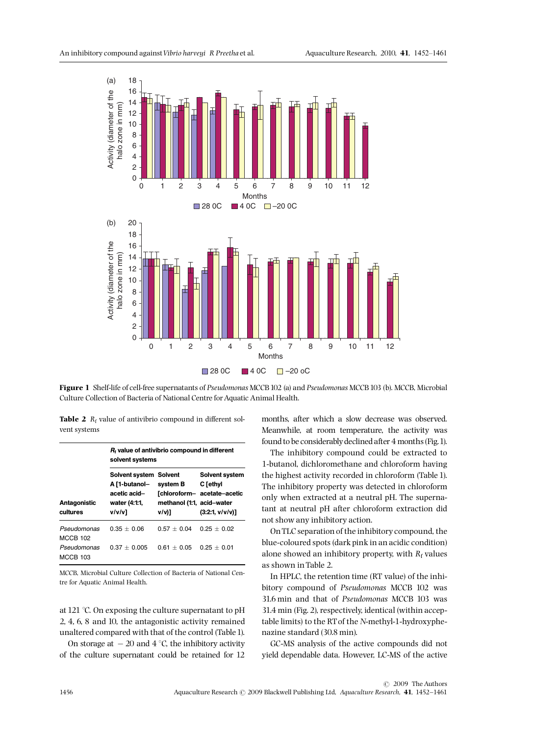Figure 1 Shelf-life of cell-free supernatants of *Pseudomonas* MCCB 102 (a) and *Pseudomonas* MCCB 103 (b). MCCB, Microbial Culture Collection of Bacteria of National Centre for Aquatic Animal Health.

**Table 2** $R_f$ value of antivibrio compound in different solvent systems

| Antagonistic cultures | $R_f$ value of antivibrio compound in different solvent systems | | |
|---|---|---|---|
| | Solvent system A [1-butanol–acetic acid–water (4:1:1, v/v/v] | Solvent system B [chloroform–methanol (1:1, v/v)] | Solvent system C [ethyl acetate–acetic acid–water (3:2:1, v/v/v)] |
| *Pseudomonas* MCCB 102 | 0.35 ± 0.06 | 0.57 ± 0.04 | 0.25 ± 0.02 |
| *Pseudomonas* MCCB 103 | 0.37 ± 0.005 | 0.61 ± 0.05 | 0.25 ± 0.01 |

MCCB, Microbial Culture Collection of Bacteria of National Centre for Aquatic Animal Health.

at 121 °C. On exposing the culture supernatant to pH 2, 4, 6, 8 and 10, the antagonistic activity remained unaltered compared with that of the control (Table 1).

On storage at − 20 and 4 °C, the inhibitory activity of the culture supernatant could be retained for 12 months, after which a slow decrease was observed. Meanwhile, at room temperature, the activity was found to be considerably declined after 4 months (Fig. 1).

The inhibitory compound could be extracted to 1-butanol, dichloromethane and chloroform having the highest activity recorded in chloroform (Table 1). The inhibitory property was detected in chloroform only when extracted at a neutral pH. The supernatant at neutral pH after chloroform extraction did not show any inhibitory action.

On TLC separation of the inhibitory compound, the blue-coloured spots (dark pink in an acidic condition) alone showed an inhibitory property, with $R_f$ values as shown in Table 2.

In HPLC, the retention time (RT value) of the inhibitory compound of *Pseudomonas* MCCB 102 was 31.6 min and that of *Pseudomonas* MCCB 103 was 31.4 min (Fig. 2), respectively, identical (within acceptable limits) to the RT of the *N*-methyl-1-hydroxyphenazine standard (30.8 min).

GC-MS analysis of the active compounds did not yield dependable data. However, LC-MS of the active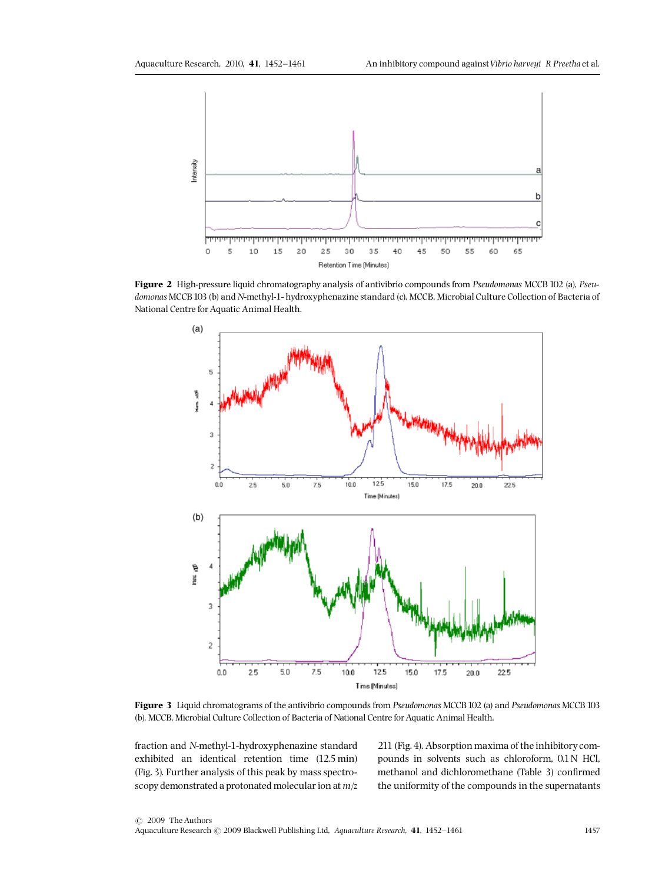**Figure 2** High-pressure liquid chromatography analysis of antivibrio compounds from *Pseudomonas* MCCB 102 (a), *Pseudomonas* MCCB 103 (b) and *N*-methyl-1- hydroxyphenazine standard (c). MCCB, Microbial Culture Collection of Bacteria of National Centre for Aquatic Animal Health.

**Figure 3** Liquid chromatograms of the antivibrio compounds from *Pseudomonas* MCCB 102 (a) and *Pseudomonas* MCCB 103 (b). MCCB, Microbial Culture Collection of Bacteria of National Centre for Aquatic Animal Health.

fraction and *N*-methyl-1-hydroxyphenazine standard exhibited an identical retention time (12.5 min) (Fig. 3). Further analysis of this peak by mass spectroscopy demonstrated a protonated molecular ion at *m*/*z* 211 (Fig. 4). Absorption maxima of the inhibitory compounds in solvents such as chloroform, 0.1 N HCl, methanol and dichloromethane (Table 3) confirmed the uniformity of the compounds in the supernatants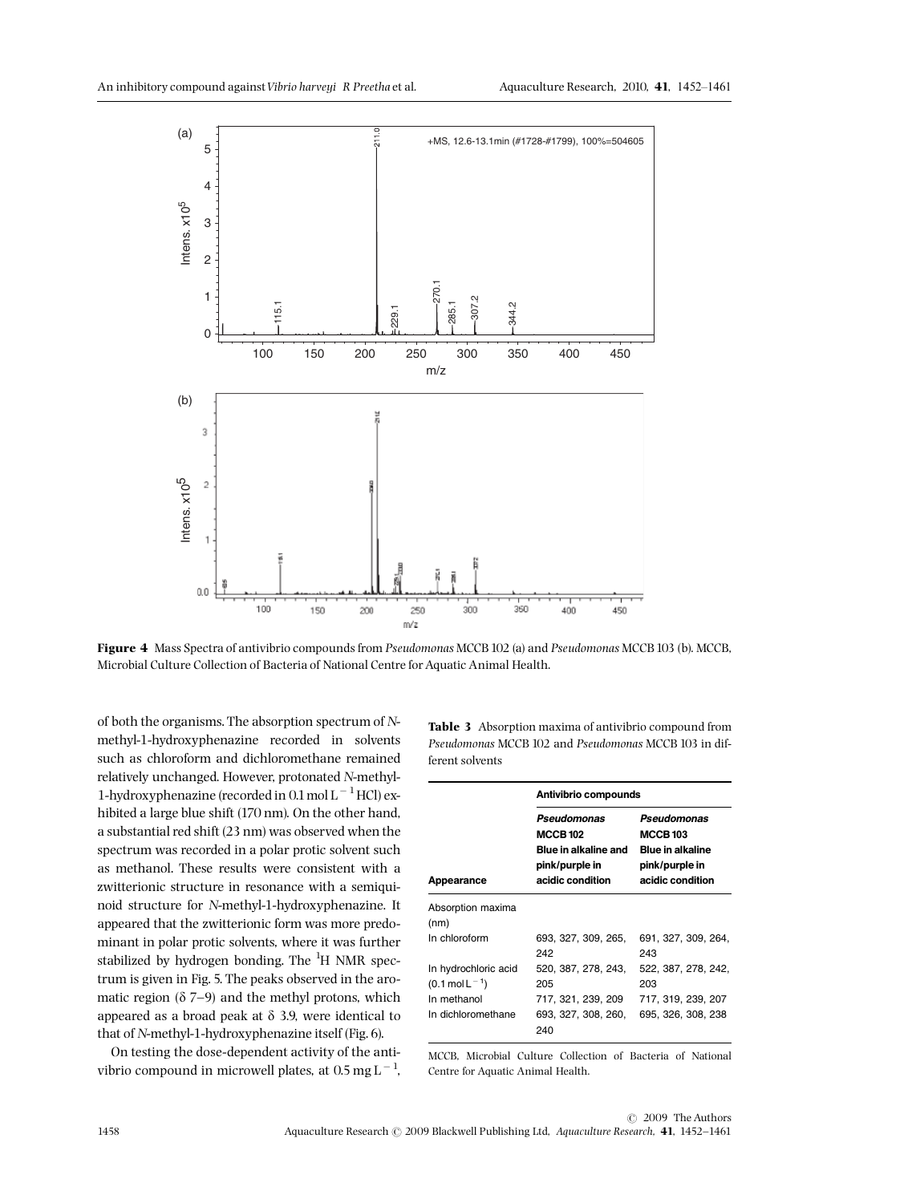Figure 4 Mass Spectra of antivibrio compounds from *Pseudomonas* MCCB 102 (a) and *Pseudomonas* MCCB 103 (b). MCCB, Microbial Culture Collection of Bacteria of National Centre for Aquatic Animal Health.

of both the organisms. The absorption spectrum of *N*-methyl-1-hydroxyphenazine recorded in solvents such as chloroform and dichloromethane remained relatively unchanged. However, protonated *N*-methyl-1-hydroxyphenazine (recorded in 0.1 mol $L^{-1}$ HCl) exhibited a large blue shift (170 nm). On the other hand, a substantial red shift (23 nm) was observed when the spectrum was recorded in a polar protic solvent such as methanol. These results were consistent with a zwitterionic structure in resonance with a semiquinoid structure for *N*-methyl-1-hydroxyphenazine. It appeared that the zwitterionic form was more predominant in polar protic solvents, where it was further stabilized by hydrogen bonding. The $^{1}$H NMR spectrum is given in Fig. 5. The peaks observed in the aromatic region ($\delta$ 7–9) and the methyl protons, which appeared as a broad peak at $\delta$ 3.9, were identical to that of *N*-methyl-1-hydroxyphenazine itself (Fig. 6).

On testing the dose-dependent activity of the antivibrio compound in microwell plates, at 0.5 mg $L^{-1}$,

**Table 3** Absorption maxima of antivibrio compound from *Pseudomonas* MCCB 102 and *Pseudomonas* MCCB 103 in different solvents

| | Antivibrio compounds | |
|---|---|---|
| Appearance | ***Pseudomonas* MCCB 102** **Blue in alkaline and pink/purple in acidic condition** | ***Pseudomonas* MCCB 103** **Blue in alkaline pink/purple in acidic condition** |
| Absorption maxima (nm) | | |
| In chloroform | 693, 327, 309, 265, 242 | 691, 327, 309, 264, 243 |
| In hydrochloric acid (0.1 mol $L^{-1}$) | 520, 387, 278, 243, 205 | 522, 387, 278, 242, 203 |
| In methanol | 717, 321, 239, 209 | 717, 319, 239, 207 |
| In dichloromethane | 693, 327, 308, 260, 240 | 695, 326, 308, 238 |

MCCB, Microbial Culture Collection of Bacteria of National Centre for Aquatic Animal Health.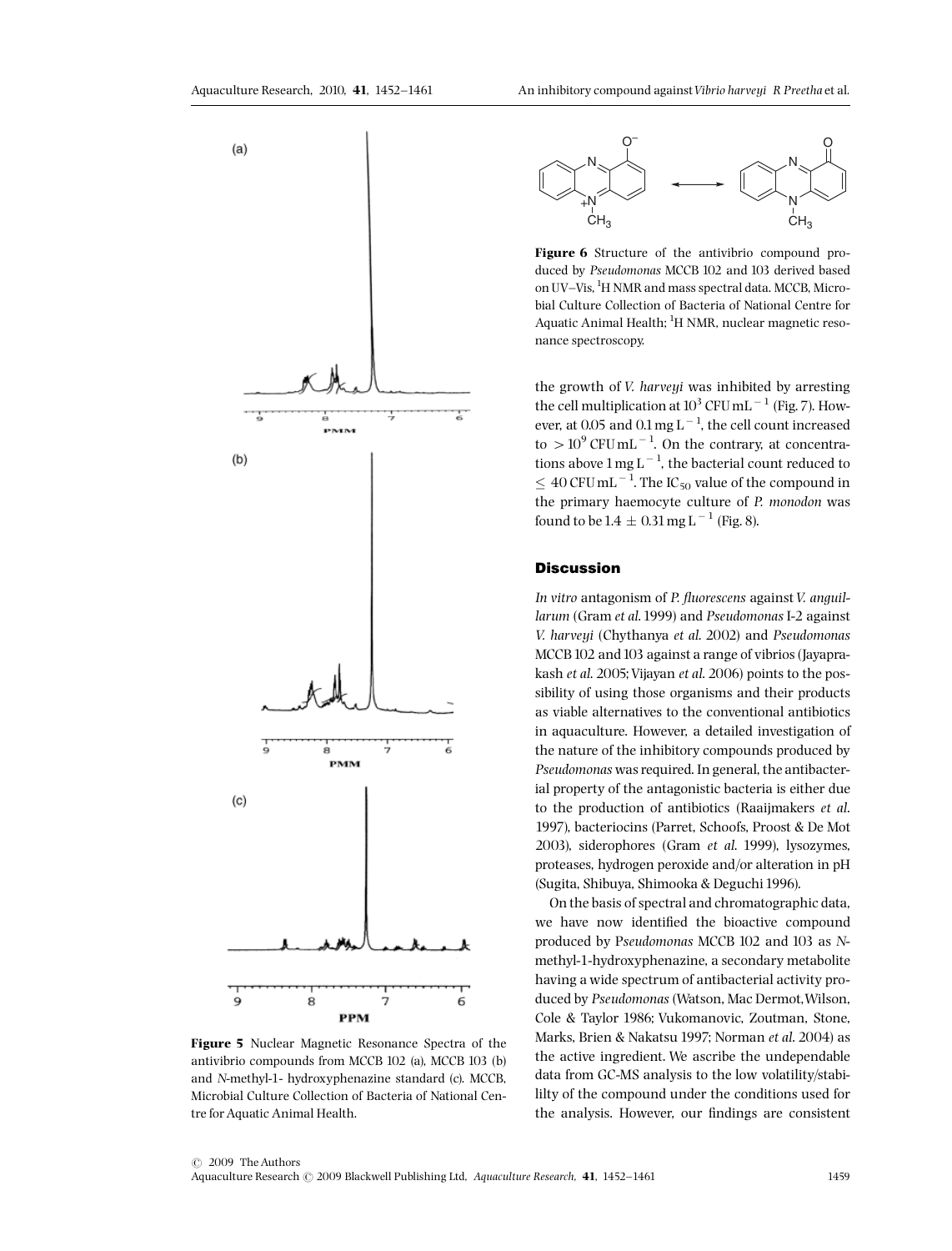Figure 5 Nuclear Magnetic Resonance Spectra of the antivibrio compounds from MCCB 102 (a), MCCB 103 (b) and *N*-methyl-1- hydroxyphenazine standard (c). MCCB, Microbial Culture Collection of Bacteria of National Centre for Aquatic Animal Health.

**Figure 6** Structure of the antivibrio compound produced by *Pseudomonas* MCCB 102 and 103 derived based on UV–Vis, $^{1}$H NMR and mass spectral data. MCCB, Microbial Culture Collection of Bacteria of National Centre for Aquatic Animal Health; $^{1}$H NMR, nuclear magnetic resonance spectroscopy.

the growth of *V. harveyi* was inhibited by arresting the cell multiplication at $10^3$ CFU mL$^{-1}$ (Fig. 7). However, at 0.05 and 0.1 mg L$^{-1}$, the cell count increased to $>10^9$ CFU mL$^{-1}$. On the contrary, at concentrations above 1 mg L$^{-1}$, the bacterial count reduced to $\leq 40$ CFU mL$^{-1}$. The $IC_{50}$ value of the compound in the primary haemocyte culture of *P. monodon* was found to be $1.4 \pm 0.31$ mg L$^{-1}$ (Fig. 8).

## Discussion

*In vitro* antagonism of *P. fluorescens* against *V. anguillarum* (Gram *et al.* 1999) and *Pseudomonas* I-2 against *V. harveyi* (Chythanya *et al.* 2002) and *Pseudomonas* MCCB 102 and 103 against a range of vibrios (Jayaprakash *et al.* 2005; Vijayan *et al.* 2006) points to the possibility of using those organisms and their products as viable alternatives to the conventional antibiotics in aquaculture. However, a detailed investigation of the nature of the inhibitory compounds produced by *Pseudomonas* was required. In general, the antibacterial property of the antagonistic bacteria is either due to the production of antibiotics (Raaijmakers *et al.* 1997), bacteriocins (Parret, Schoofs, Proost & De Mot 2003), siderophores (Gram *et al.* 1999), lysozymes, proteases, hydrogen peroxide and/or alteration in pH (Sugita, Shibuya, Shimooka & Deguchi 1996).

On the basis of spectral and chromatographic data, we have now identified the bioactive compound produced by *Pseudomonas* MCCB 102 and 103 as *N*-methyl-1-hydroxyphenazine, a secondary metabolite having a wide spectrum of antibacterial activity produced by *Pseudomonas* (Watson, Mac Dermot, Wilson, Cole & Taylor 1986; Vukomanovic, Zoutman, Stone, Marks, Brien & Nakatsu 1997; Norman *et al.* 2004) as the active ingredient. We ascribe the undependable data from GC-MS analysis to the low volatility/stabililty of the compound under the conditions used for the analysis. However, our findings are consistent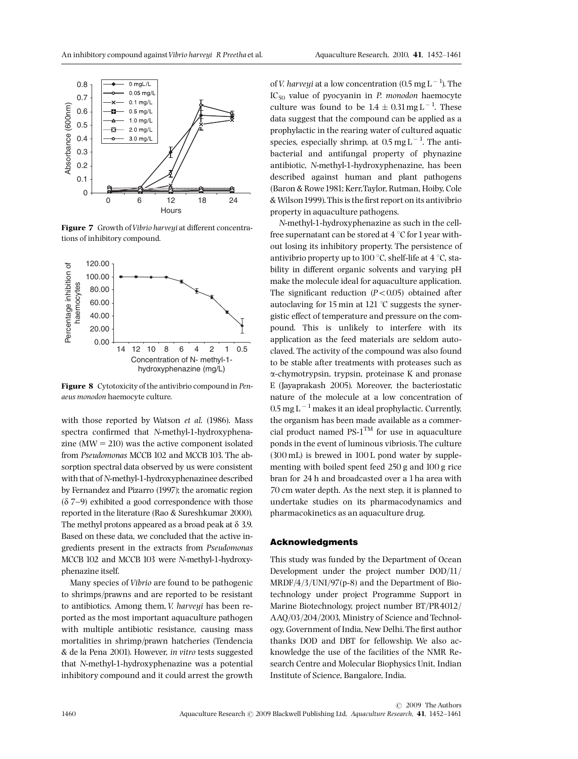**Figure 7** Growth of *Vibrio harveyi* at different concentrations of inhibitory compound.

**Figure 8** Cytotoxicity of the antivibrio compound in *Penaeus monodon* haemocyte culture.

with those reported by Watson *et al*. (1986). Mass spectra confirmed that *N*-methyl-1-hydroxyphenazine (MW = 210) was the active component isolated from *Pseudomonas* MCCB 102 and MCCB 103. The absorption spectral data observed by us were consistent with that of *N*-methyl-1-hydroxyphenazinee described by Fernandez and Pizarro (1997); the aromatic region (δ 7–9) exhibited a good correspondence with those reported in the literature (Rao & Sureshkumar 2000). The methyl protons appeared as a broad peak at δ 3.9. Based on these data, we concluded that the active ingredients present in the extracts from *Pseudomonas* MCCB 102 and MCCB 103 were *N*-methyl-1-hydroxyphenazine itself.

Many species of *Vibrio* are found to be pathogenic to shrimps/prawns and are reported to be resistant to antibiotics. Among them, *V. harveyi* has been reported as the most important aquaculture pathogen with multiple antibiotic resistance, causing mass mortalities in shrimp/prawn hatcheries (Tendencia & de la Pena 2001). However, *in vitro* tests suggested that *N*-methyl-1-hydroxyphenazine was a potential inhibitory compound and it could arrest the growth of *V. harveyi* at a low concentration ($0.5\ \text{mg L}^{-1}$). The $IC_{50}$ value of pyocyanin in *P. monodon* haemocyte culture was found to be $1.4 \pm 0.31\ \text{mg L}^{-1}$. These data suggest that the compound can be applied as a prophylactic in the rearing water of cultured aquatic species, especially shrimp, at $0.5\ \text{mg L}^{-1}$. The antibacterial and antifungal property of phynazine antibiotic, *N*-methyl-1-hydroxyphenazine, has been described against human and plant pathogens (Baron & Rowe 1981; Kerr, Taylor, Rutman, Hoiby, Cole & Wilson 1999). This is the first report on its antivibrio property in aquaculture pathogens.

*N*-methyl-1-hydroxyphenazine as such in the cell-free supernatant can be stored at 4 °C for 1 year without losing its inhibitory property. The persistence of antivibrio property up to 100 °C, shelf-life at 4 °C, stability in different organic solvents and varying pH make the molecule ideal for aquaculture application. The significant reduction ($P < 0.05$) obtained after autoclaving for 15 min at 121 °C suggests the synergistic effect of temperature and pressure on the compound. This is unlikely to interfere with its application as the feed materials are seldom autoclaved. The activity of the compound was also found to be stable after treatments with proteases such as α-chymotrypsin, trypsin, proteinase K and pronase E (Jayaprakash 2005). Moreover, the bacteriostatic nature of the molecule at a low concentration of $0.5\ \text{mg L}^{-1}$ makes it an ideal prophylactic. Currently, the organism has been made available as a commercial product named PS-1™ for use in aquaculture ponds in the event of luminous vibriosis. The culture (300 mL) is brewed in 100 L pond water by supplementing with boiled spent feed 250 g and 100 g rice bran for 24 h and broadcasted over a 1 ha area with 70 cm water depth. As the next step, it is planned to undertake studies on its pharmacodynamics and pharmacokinetics as an aquaculture drug.

## Acknowledgments

This study was funded by the Department of Ocean Development under the project number DOD/11/MRDF/4/3/UNI/97(p-8) and the Department of Biotechnology under project Programme Support in Marine Biotechnology, project number BT/PR4012/AAQ/03/204/2003, Ministry of Science and Technology, Government of India, New Delhi. The first author thanks DOD and DBT for fellowship. We also acknowledge the use of the facilities of the NMR Research Centre and Molecular Biophysics Unit, Indian Institute of Science, Bangalore, India.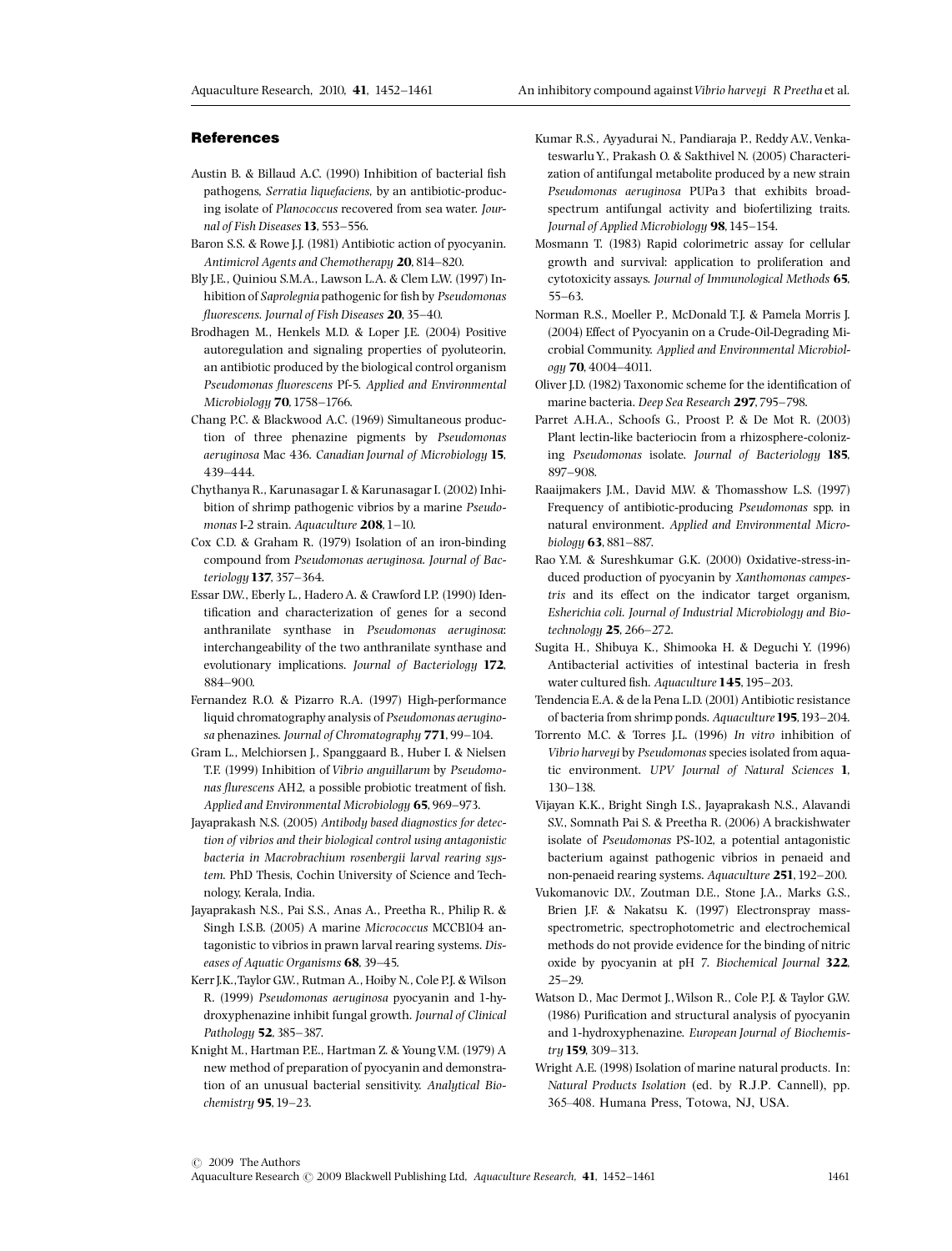## References

Austin B. & Billaud A.C. (1990) Inhibition of bacterial fish pathogens, *Serratia liquefaciens*, by an antibiotic-producing isolate of *Planococcus* recovered from sea water. *Journal of Fish Diseases* **13**, 553–556.

Baron S.S. & Rowe J.J. (1981) Antibiotic action of pyocyanin. *Antimicrol Agents and Chemotherapy* **20**, 814–820.

Bly J.E., Quiniou S.M.A., Lawson L.A. & Clem L.W. (1997) Inhibition of *Saprolegnia* pathogenic for fish by *Pseudomonas fluorescens*. *Journal of Fish Diseases* **20**, 35–40.

Brodhagen M., Henkels M.D. & Loper J.E. (2004) Positive autoregulation and signaling properties of pyoluteorin, an antibiotic produced by the biological control organism *Pseudomonas fluorescens* Pf-5. *Applied and Environmental Microbiology* **70**, 1758–1766.

Chang P.C. & Blackwood A.C. (1969) Simultaneous production of three phenazine pigments by *Pseudomonas aeruginosa* Mac 436. *Canadian Journal of Microbiology* **15**, 439–444.

Chythanya R., Karunasagar I. & Karunasagar I. (2002) Inhibition of shrimp pathogenic vibrios by a marine *Pseudomonas* I-2 strain. *Aquaculture* **208**, 1–10.

Cox C.D. & Graham R. (1979) Isolation of an iron-binding compound from *Pseudomonas aeruginosa*. *Journal of Bacteriology* **137**, 357–364.

Essar D.W., Eberly L., Hadero A. & Crawford I.P. (1990) Identification and characterization of genes for a second anthranilate synthase in *Pseudomonas aeruginosa*: interchangeability of the two anthranilate synthase and evolutionary implications. *Journal of Bacteriology* **172**, 884–900.

Fernandez R.O. & Pizarro R.A. (1997) High-performance liquid chromatography analysis of *Pseudomonas aeruginosa* phenazines. *Journal of Chromatography* **771**, 99–104.

Gram L., Melchiorsen J., Spanggaard B., Huber I. & Nielsen T.F. (1999) Inhibition of *Vibrio anguillarum* by *Pseudomonas flurescens* AH2, a possible probiotic treatment of fish. *Applied and Environmental Microbiology* **65**, 969–973.

Jayaprakash N.S. (2005) *Antibody based diagnostics for detection of vibrios and their biological control using antagonistic bacteria in Macrobrachium rosenbergii larval rearing system*. PhD Thesis, Cochin University of Science and Technology, Kerala, India.

Jayaprakash N.S., Pai S.S., Anas A., Preetha R., Philip R. & Singh I.S.B. (2005) A marine *Micrococcus* MCCB104 antagonistic to vibrios in prawn larval rearing systems. *Diseases of Aquatic Organisms* **68**, 39–45.

Kerr J.K., Taylor G.W., Rutman A., Hoiby N., Cole P.J. & Wilson R. (1999) *Pseudomonas aeruginosa* pyocyanin and 1-hydroxyphenazine inhibit fungal growth. *Journal of Clinical Pathology* **52**, 385–387.

Knight M., Hartman P.E., Hartman Z. & Young V.M. (1979) A new method of preparation of pyocyanin and demonstration of an unusual bacterial sensitivity. *Analytical Biochemistry* **95**, 19–23.

Kumar R.S., Ayyadurai N., Pandiaraja P., Reddy A.V., Venkateswarlu Y., Prakash O. & Sakthivel N. (2005) Characterization of antifungal metabolite produced by a new strain *Pseudomonas aeruginosa* PUPa3 that exhibits broad-spectrum antifungal activity and biofertilizing traits. *Journal of Applied Microbiology* **98**, 145–154.

Mosmann T. (1983) Rapid colorimetric assay for cellular growth and survival: application to proliferation and cytotoxicity assays. *Journal of Immunological Methods* **65**, 55–63.

Norman R.S., Moeller P., McDonald T.J. & Pamela Morris J. (2004) Effect of Pyocyanin on a Crude-Oil-Degrading Microbial Community. *Applied and Environmental Microbiology* **70**, 4004–4011.

Oliver J.D. (1982) Taxonomic scheme for the identification of marine bacteria. *Deep Sea Research* **297**, 795–798.

Parret A.H.A., Schoofs G., Proost P. & De Mot R. (2003) Plant lectin-like bacteriocin from a rhizosphere-colonizing *Pseudomonas* isolate. *Journal of Bacteriology* **185**, 897–908.

Raaijmakers J.M., David M.W. & Thomasshow L.S. (1997) Frequency of antibiotic-producing *Pseudomonas* spp. in natural environment. *Applied and Environmental Microbiology* **63**, 881–887.

Rao Y.M. & Sureshkumar G.K. (2000) Oxidative-stress-induced production of pyocyanin by *Xanthomonas campestris* and its effect on the indicator target organism, *Esherichia coli*. *Journal of Industrial Microbiology and Biotechnology* **25**, 266–272.

Sugita H., Shibuya K., Shimooka H. & Deguchi Y. (1996) Antibacterial activities of intestinal bacteria in fresh water cultured fish. *Aquaculture* **145**, 195–203.

Tendencia E.A. & de la Pena L.D. (2001) Antibiotic resistance of bacteria from shrimp ponds. *Aquaculture* **195**, 193–204.

Torrento M.C. & Torres J.L. (1996) *In vitro* inhibition of *Vibrio harveyi* by *Pseudomonas* species isolated from aquatic environment. *UPV Journal of Natural Sciences* **1**, 130–138.

Vijayan K.K., Bright Singh I.S., Jayaprakash N.S., Alavandi S.V., Somnath Pai S. & Preetha R. (2006) A brackishwater isolate of *Pseudomonas* PS-102, a potential antagonistic bacterium against pathogenic vibrios in penaeid and non-penaeid rearing systems. *Aquaculture* **251**, 192–200.

Vukomanovic D.V., Zoutman D.E., Stone J.A., Marks G.S., Brien J.F. & Nakatsu K. (1997) Electronspray mass-spectrometric, spectrophotometric and electrochemical methods do not provide evidence for the binding of nitric oxide by pyocyanin at pH 7. *Biochemical Journal* **322**, 25–29.

Watson D., Mac Dermot J., Wilson R., Cole P.J. & Taylor G.W. (1986) Purification and structural analysis of pyocyanin and 1-hydroxyphenazine. *European Journal of Biochemistry* **159**, 309–313.

Wright A.E. (1998) Isolation of marine natural products. In: *Natural Products Isolation* (ed. by R.J.P. Cannell), pp. 365–408. Humana Press, Totowa, NJ, USA.